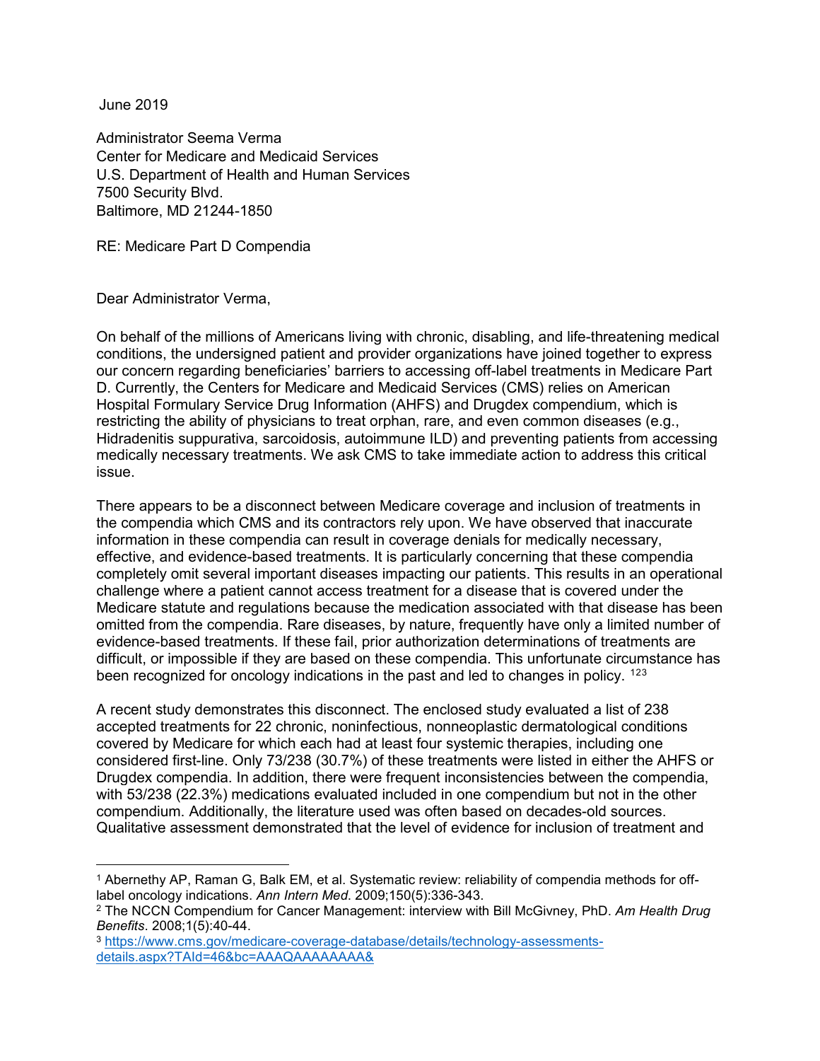June 2019

Administrator Seema Verma  
Center for Medicare and Medicaid Services  
U.S. Department of Health and Human Services  
7500 Security Blvd.  
Baltimore, MD 21244-1850

RE: Medicare Part D Compendia

Dear Administrator Verma,

On behalf of the millions of Americans living with chronic, disabling, and life-threatening medical conditions, the undersigned patient and provider organizations have joined together to express our concern regarding beneficiaries' barriers to accessing off-label treatments in Medicare Part D. Currently, the Centers for Medicare and Medicaid Services (CMS) relies on American Hospital Formulary Service Drug Information (AHFS) and Drugdex compendium, which is restricting the ability of physicians to treat orphan, rare, and even common diseases (e.g., Hidradenitis suppurativa, sarcoidosis, autoimmune ILD) and preventing patients from accessing medically necessary treatments. We ask CMS to take immediate action to address this critical issue.

There appears to be a disconnect between Medicare coverage and inclusion of treatments in the compendia which CMS and its contractors rely upon. We have observed that inaccurate information in these compendia can result in coverage denials for medically necessary, effective, and evidence-based treatments. It is particularly concerning that these compendia completely omit several important diseases impacting our patients. This results in an operational challenge where a patient cannot access treatment for a disease that is covered under the Medicare statute and regulations because the medication associated with that disease has been omitted from the compendia. Rare diseases, by nature, frequently have only a limited number of evidence-based treatments. If these fail, prior authorization determinations of treatments are difficult, or impossible if they are based on these compendia. This unfortunate circumstance has been recognized for oncology indications in the past and led to changes in policy. [1,2,3]

A recent study demonstrates this disconnect. The enclosed study evaluated a list of 238 accepted treatments for 22 chronic, noninfectious, nonneoplastic dermatological conditions covered by Medicare for which each had at least four systemic therapies, including one considered first-line. Only 73/238 (30.7%) of these treatments were listed in either the AHFS or Drugdex compendia. In addition, there were frequent inconsistencies between the compendia, with 53/238 (22.3%) medications evaluated included in one compendium but not in the other compendium. Additionally, the literature used was often based on decades-old sources. Qualitative assessment demonstrated that the level of evidence for inclusion of treatment and

---

[1] Abernethy AP, Raman G, Balk EM, et al. Systematic review: reliability of compendia methods for off-label oncology indications. *Ann Intern Med*. 2009;150(5):336-343.

[2] The NCCN Compendium for Cancer Management: interview with Bill McGivney, PhD. *Am Health Drug Benefits*. 2008;1(5):40-44.

[3] https://www.cms.gov/medicare-coverage-database/details/technology-assessments-details.aspx?TAId=46&bc=AAAQAAAAAAAA&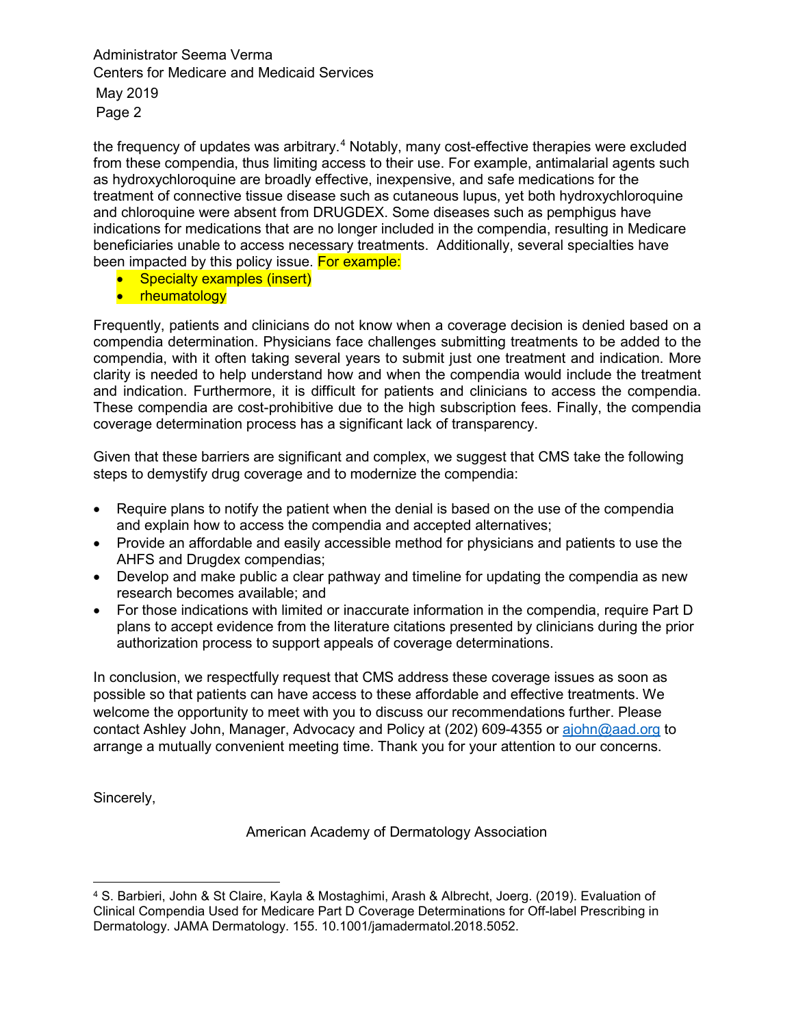the frequency of updates was arbitrary.[4] Notably, many cost-effective therapies were excluded from these compendia, thus limiting access to their use. For example, antimalarial agents such as hydroxychloroquine are broadly effective, inexpensive, and safe medications for the treatment of connective tissue disease such as cutaneous lupus, yet both hydroxychloroquine and chloroquine were absent from DRUGDEX. Some diseases such as pemphigus have indications for medications that are no longer included in the compendia, resulting in Medicare beneficiaries unable to access necessary treatments. Additionally, several specialties have been impacted by this policy issue. For example:

- Specialty examples (insert)
- rheumatology

Frequently, patients and clinicians do not know when a coverage decision is denied based on a compendia determination. Physicians face challenges submitting treatments to be added to the compendia, with it often taking several years to submit just one treatment and indication. More clarity is needed to help understand how and when the compendia would include the treatment and indication. Furthermore, it is difficult for patients and clinicians to access the compendia. These compendia are cost-prohibitive due to the high subscription fees. Finally, the compendia coverage determination process has a significant lack of transparency.

Given that these barriers are significant and complex, we suggest that CMS take the following steps to demystify drug coverage and to modernize the compendia:

- Require plans to notify the patient when the denial is based on the use of the compendia and explain how to access the compendia and accepted alternatives;
- Provide an affordable and easily accessible method for physicians and patients to use the AHFS and Drugdex compendias;
- Develop and make public a clear pathway and timeline for updating the compendia as new research becomes available; and
- For those indications with limited or inaccurate information in the compendia, require Part D plans to accept evidence from the literature citations presented by clinicians during the prior authorization process to support appeals of coverage determinations.

In conclusion, we respectfully request that CMS address these coverage issues as soon as possible so that patients can have access to these affordable and effective treatments. We welcome the opportunity to meet with you to discuss our recommendations further. Please contact Ashley John, Manager, Advocacy and Policy at (202) 609-4355 or ajohn@aad.org to arrange a mutually convenient meeting time. Thank you for your attention to our concerns.

Sincerely,

American Academy of Dermatology Association

[4] S. Barbieri, John & St Claire, Kayla & Mostaghimi, Arash & Albrecht, Joerg. (2019). Evaluation of Clinical Compendia Used for Medicare Part D Coverage Determinations for Off-label Prescribing in Dermatology. JAMA Dermatology. 155. 10.1001/jamadermatol.2018.5052.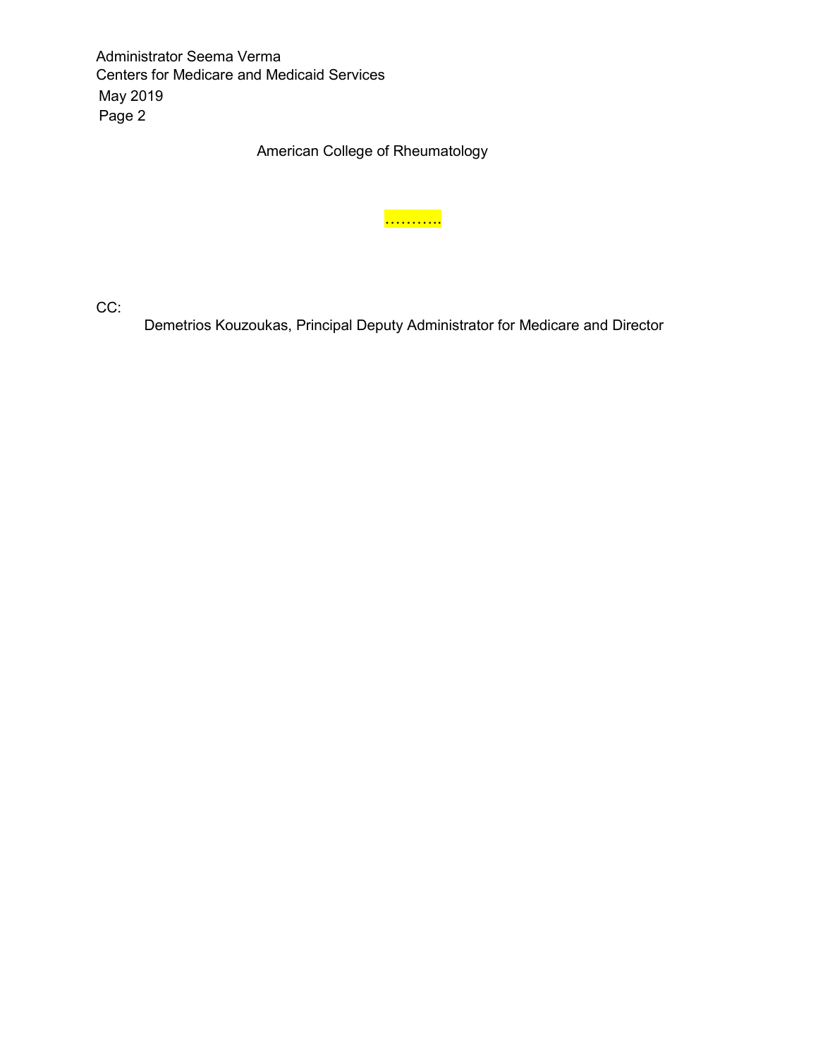Administrator Seema Verma
Centers for Medicare and Medicaid Services
May 2019
Page 2

American College of Rheumatology

………..

CC:

Demetrios Kouzoukas, Principal Deputy Administrator for Medicare and Director